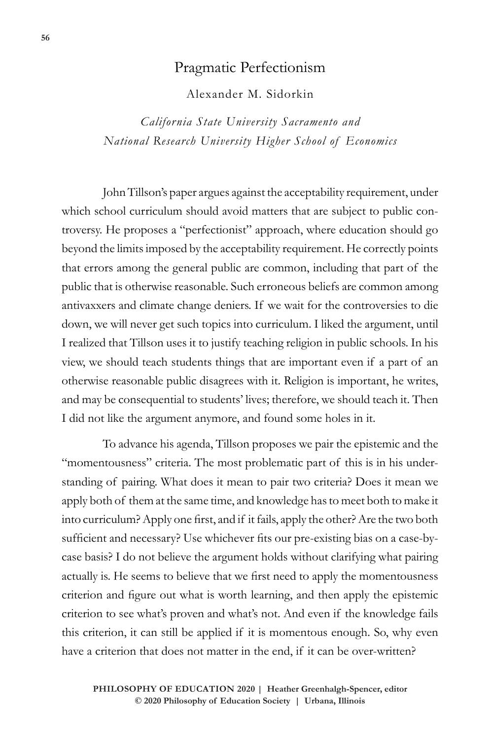# Pragmatic Perfectionism

Alexander M. Sidorkin

*California State University Sacramento and National Research University Higher School of Economics*

John Tillson's paper argues against the acceptability requirement, under which school curriculum should avoid matters that are subject to public controversy. He proposes a "perfectionist" approach, where education should go beyond the limits imposed by the acceptability requirement. He correctly points that errors among the general public are common, including that part of the public that is otherwise reasonable. Such erroneous beliefs are common among antivaxxers and climate change deniers. If we wait for the controversies to die down, we will never get such topics into curriculum. I liked the argument, until I realized that Tillson uses it to justify teaching religion in public schools. In his view, we should teach students things that are important even if a part of an otherwise reasonable public disagrees with it. Religion is important, he writes, and may be consequential to students' lives; therefore, we should teach it. Then I did not like the argument anymore, and found some holes in it.

To advance his agenda, Tillson proposes we pair the epistemic and the "momentousness" criteria. The most problematic part of this is in his understanding of pairing. What does it mean to pair two criteria? Does it mean we apply both of them at the same time, and knowledge has to meet both to make it into curriculum? Apply one first, and if it fails, apply the other? Are the two both sufficient and necessary? Use whichever fits our pre-existing bias on a case-by-case basis? I do not believe the argument holds without clarifying what pairing actually is. He seems to believe that we first need to apply the momentousness criterion and figure out what is worth learning, and then apply the epistemic criterion to see what's proven and what's not. And even if the knowledge fails this criterion, it can still be applied if it is momentous enough. So, why even have a criterion that does not matter in the end, if it can be over-written?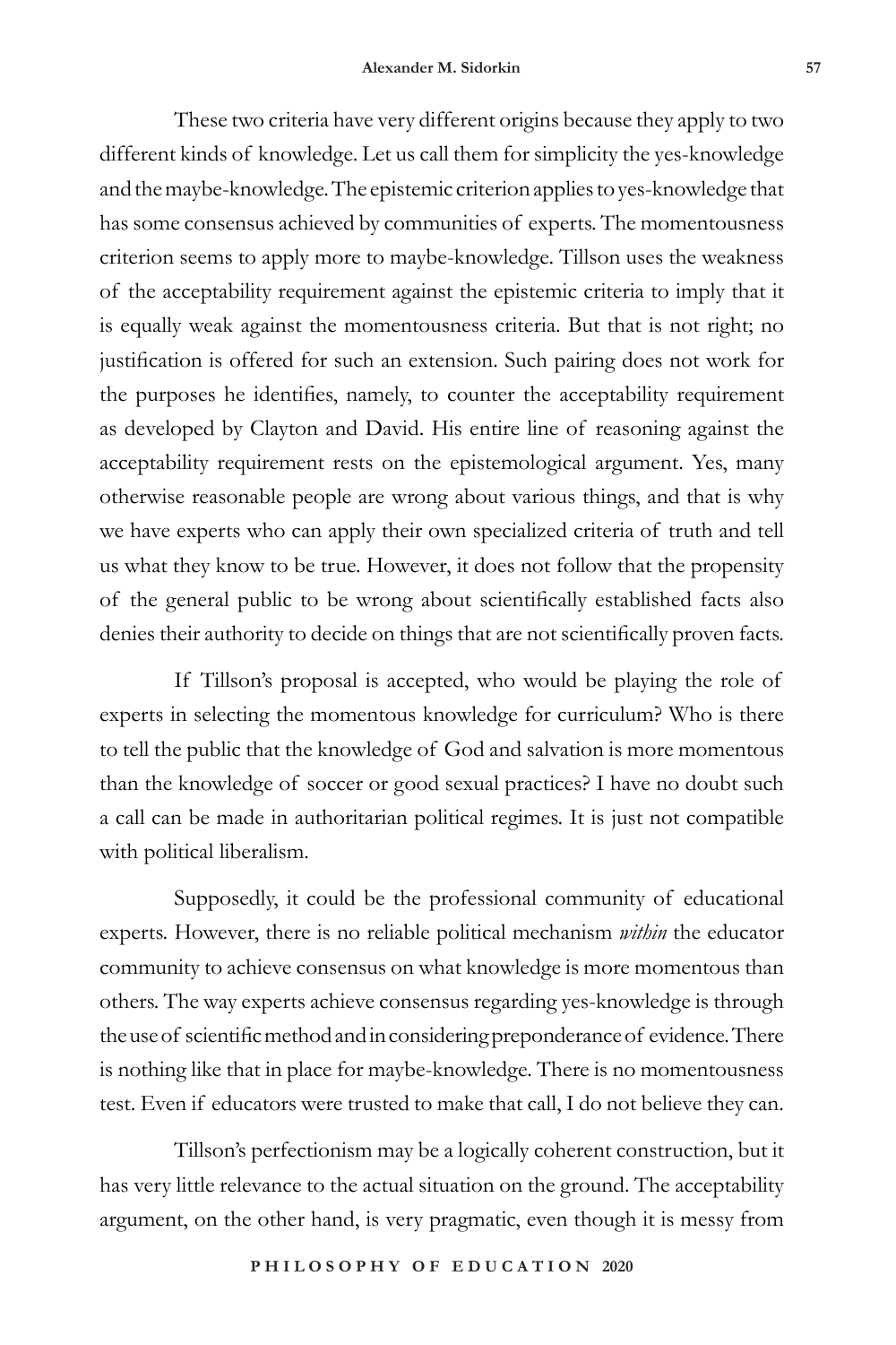These two criteria have very different origins because they apply to two different kinds of knowledge. Let us call them for simplicity the yes-knowledge and the maybe-knowledge. The epistemic criterion applies to yes-knowledge that has some consensus achieved by communities of experts. The momentousness criterion seems to apply more to maybe-knowledge. Tillson uses the weakness of the acceptability requirement against the epistemic criteria to imply that it is equally weak against the momentousness criteria. But that is not right; no justification is offered for such an extension. Such pairing does not work for the purposes he identifies, namely, to counter the acceptability requirement as developed by Clayton and David. His entire line of reasoning against the acceptability requirement rests on the epistemological argument. Yes, many otherwise reasonable people are wrong about various things, and that is why we have experts who can apply their own specialized criteria of truth and tell us what they know to be true. However, it does not follow that the propensity of the general public to be wrong about scientifically established facts also denies their authority to decide on things that are not scientifically proven facts.

If Tillson's proposal is accepted, who would be playing the role of experts in selecting the momentous knowledge for curriculum? Who is there to tell the public that the knowledge of God and salvation is more momentous than the knowledge of soccer or good sexual practices? I have no doubt such a call can be made in authoritarian political regimes. It is just not compatible with political liberalism.

Supposedly, it could be the professional community of educational experts. However, there is no reliable political mechanism *within* the educator community to achieve consensus on what knowledge is more momentous than others. The way experts achieve consensus regarding yes-knowledge is through the use of scientific method and in considering preponderance of evidence. There is nothing like that in place for maybe-knowledge. There is no momentousness test. Even if educators were trusted to make that call, I do not believe they can.

Tillson's perfectionism may be a logically coherent construction, but it has very little relevance to the actual situation on the ground. The acceptability argument, on the other hand, is very pragmatic, even though it is messy from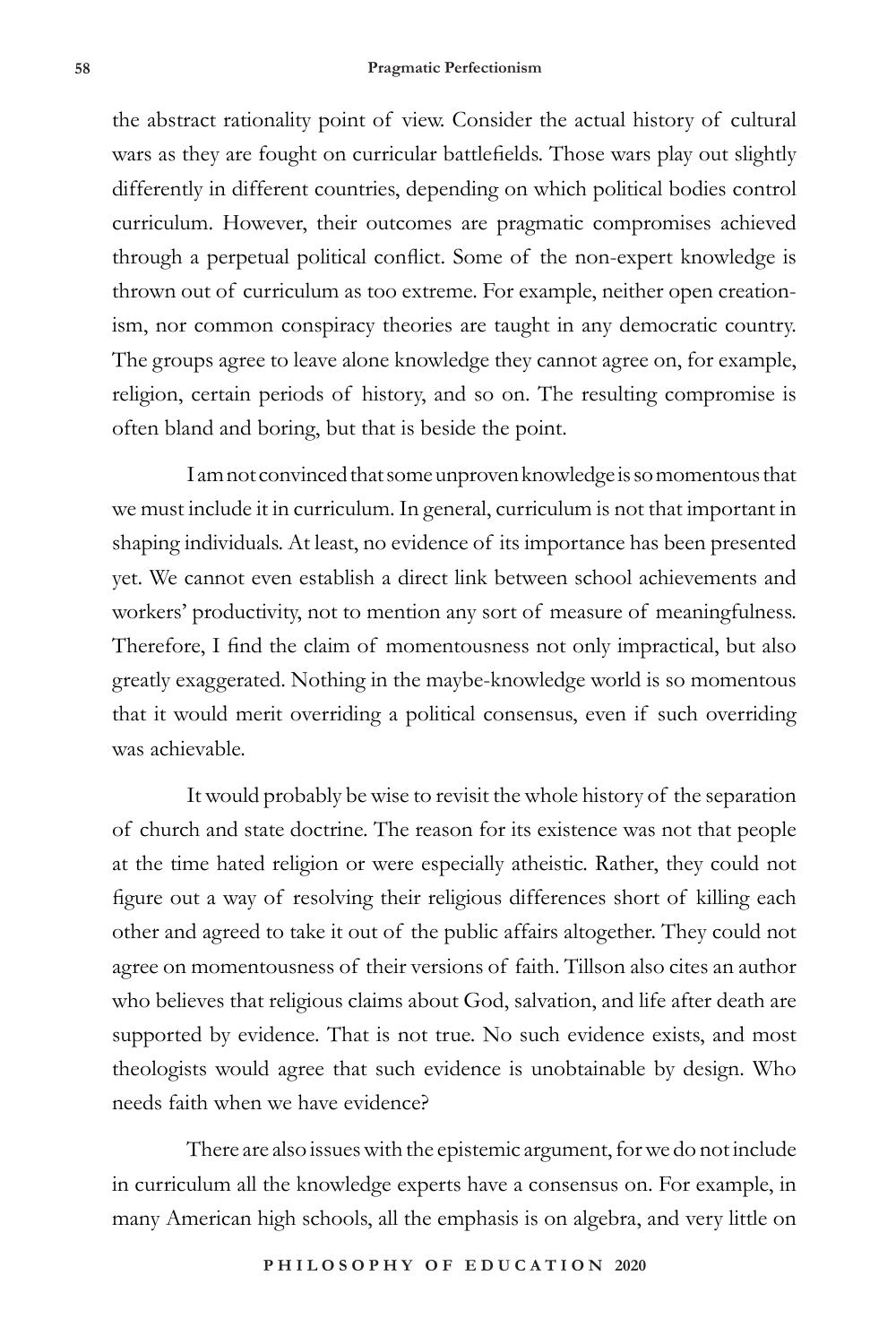the abstract rationality point of view. Consider the actual history of cultural wars as they are fought on curricular battlefields. Those wars play out slightly differently in different countries, depending on which political bodies control curriculum. However, their outcomes are pragmatic compromises achieved through a perpetual political conflict. Some of the non-expert knowledge is thrown out of curriculum as too extreme. For example, neither open creationism, nor common conspiracy theories are taught in any democratic country. The groups agree to leave alone knowledge they cannot agree on, for example, religion, certain periods of history, and so on. The resulting compromise is often bland and boring, but that is beside the point.

I am not convinced that some unproven knowledge is so momentous that we must include it in curriculum. In general, curriculum is not that important in shaping individuals. At least, no evidence of its importance has been presented yet. We cannot even establish a direct link between school achievements and workers' productivity, not to mention any sort of measure of meaningfulness. Therefore, I find the claim of momentousness not only impractical, but also greatly exaggerated. Nothing in the maybe-knowledge world is so momentous that it would merit overriding a political consensus, even if such overriding was achievable.

It would probably be wise to revisit the whole history of the separation of church and state doctrine. The reason for its existence was not that people at the time hated religion or were especially atheistic. Rather, they could not figure out a way of resolving their religious differences short of killing each other and agreed to take it out of the public affairs altogether. They could not agree on momentousness of their versions of faith. Tillson also cites an author who believes that religious claims about God, salvation, and life after death are supported by evidence. That is not true. No such evidence exists, and most theologists would agree that such evidence is unobtainable by design. Who needs faith when we have evidence?

There are also issues with the epistemic argument, for we do not include in curriculum all the knowledge experts have a consensus on. For example, in many American high schools, all the emphasis is on algebra, and very little on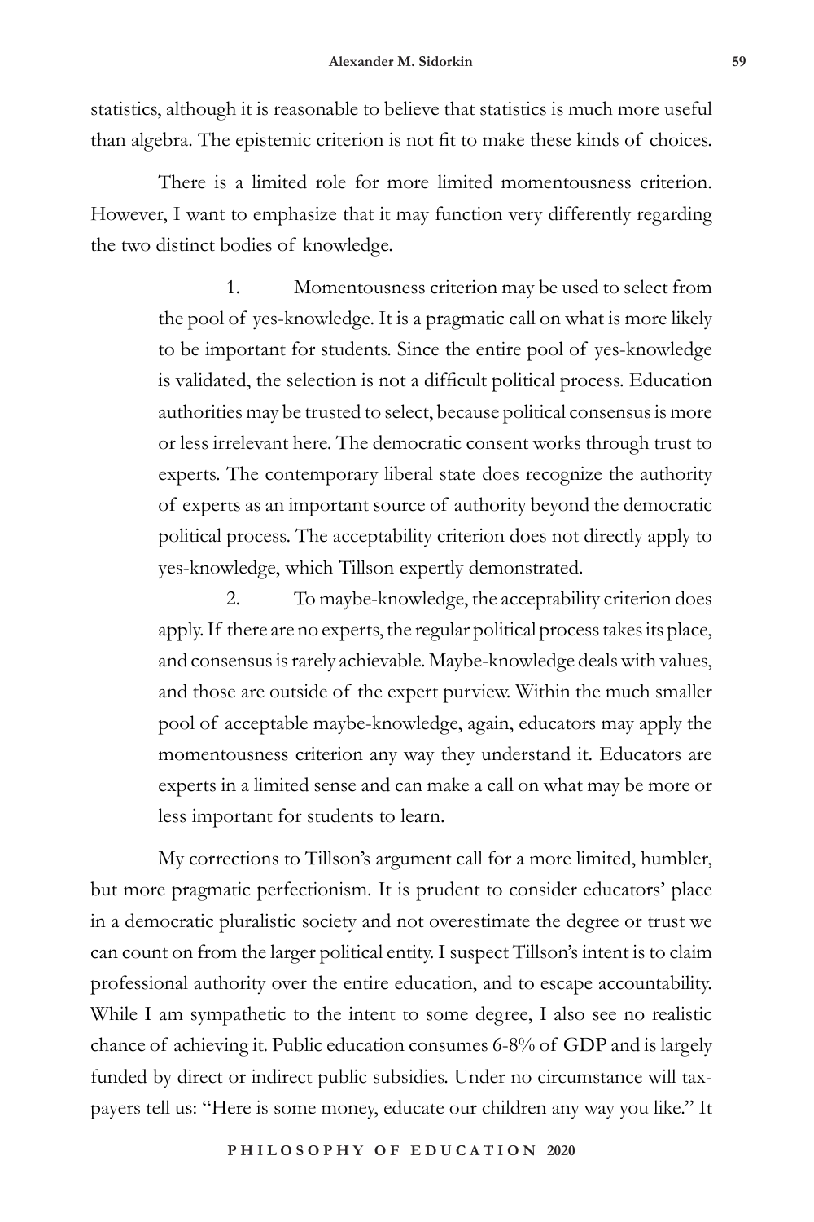statistics, although it is reasonable to believe that statistics is much more useful than algebra. The epistemic criterion is not fit to make these kinds of choices.

There is a limited role for more limited momentousness criterion. However, I want to emphasize that it may function very differently regarding the two distinct bodies of knowledge.

> 1. Momentousness criterion may be used to select from the pool of yes-knowledge. It is a pragmatic call on what is more likely to be important for students. Since the entire pool of yes-knowledge is validated, the selection is not a difficult political process. Education authorities may be trusted to select, because political consensus is more or less irrelevant here. The democratic consent works through trust to experts. The contemporary liberal state does recognize the authority of experts as an important source of authority beyond the democratic political process. The acceptability criterion does not directly apply to yes-knowledge, which Tillson expertly demonstrated.
>
> 2. To maybe-knowledge, the acceptability criterion does apply. If there are no experts, the regular political process takes its place, and consensus is rarely achievable. Maybe-knowledge deals with values, and those are outside of the expert purview. Within the much smaller pool of acceptable maybe-knowledge, again, educators may apply the momentousness criterion any way they understand it. Educators are experts in a limited sense and can make a call on what may be more or less important for students to learn.

My corrections to Tillson's argument call for a more limited, humbler, but more pragmatic perfectionism. It is prudent to consider educators' place in a democratic pluralistic society and not overestimate the degree or trust we can count on from the larger political entity. I suspect Tillson's intent is to claim professional authority over the entire education, and to escape accountability. While I am sympathetic to the intent to some degree, I also see no realistic chance of achieving it. Public education consumes 6-8% of GDP and is largely funded by direct or indirect public subsidies. Under no circumstance will taxpayers tell us: "Here is some money, educate our children any way you like." It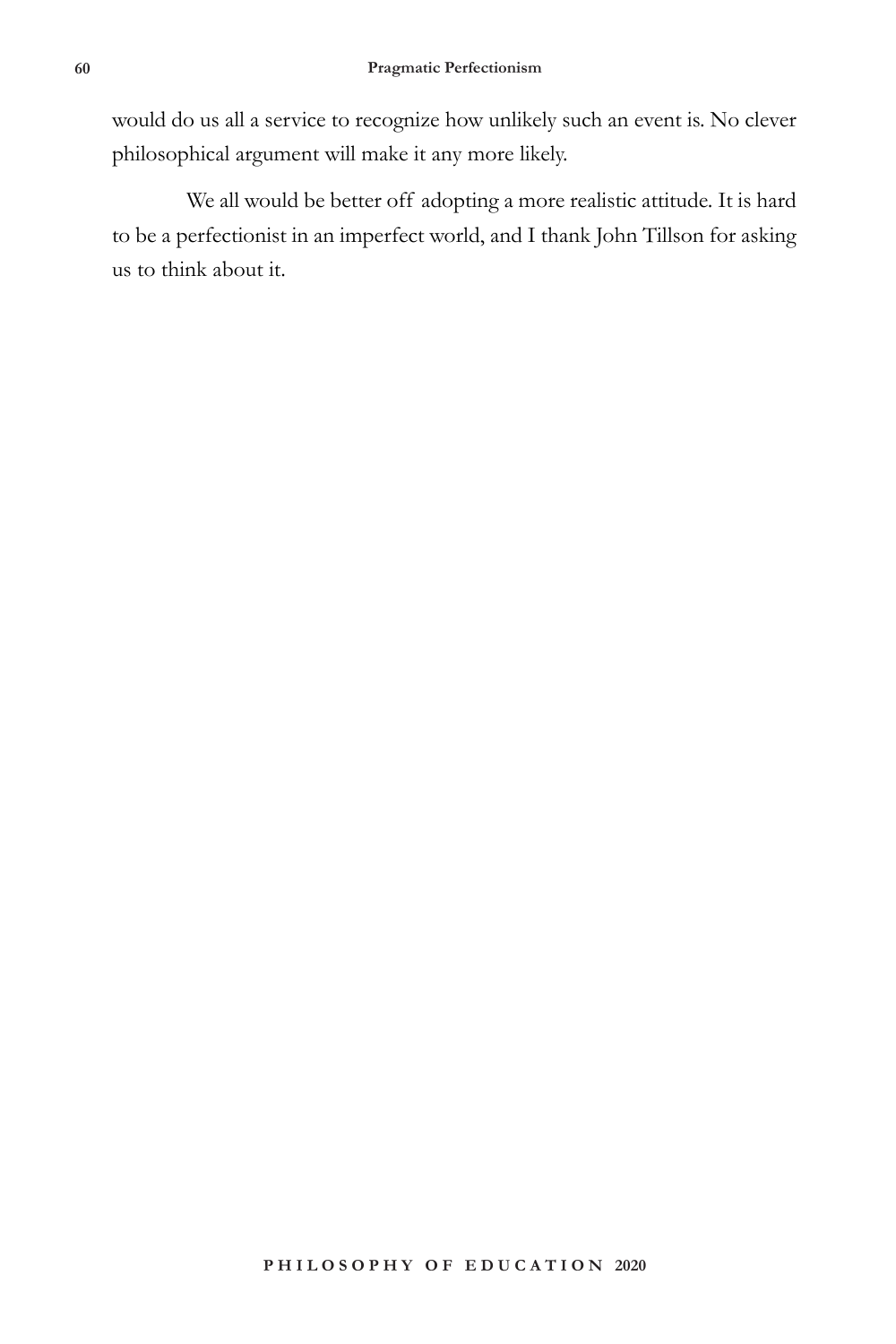would do us all a service to recognize how unlikely such an event is. No clever philosophical argument will make it any more likely.

We all would be better off adopting a more realistic attitude. It is hard to be a perfectionist in an imperfect world, and I thank John Tillson for asking us to think about it.